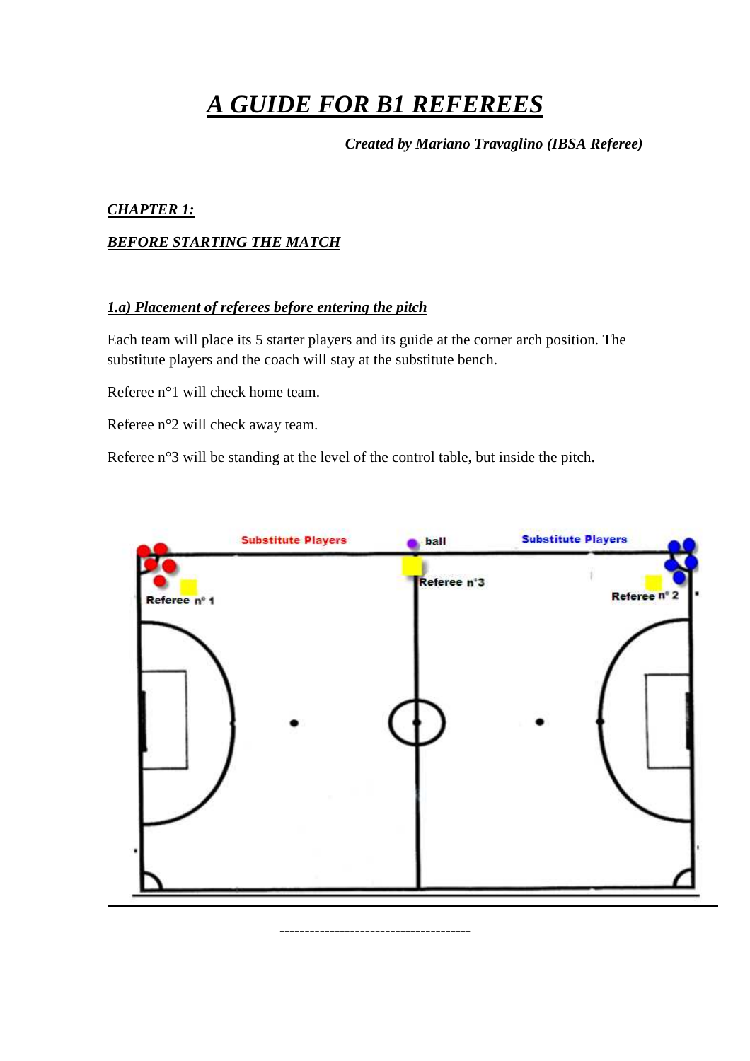# *A GUIDE FOR B1 REFEREES*

***Created by Mariano Travaglino (IBSA Referee)***

## *CHAPTER 1:*

## *BEFORE STARTING THE MATCH*

### *1.a) Placement of referees before entering the pitch*

Each team will place its 5 starter players and its guide at the corner arch position. The substitute players and the coach will stay at the substitute bench.

Referee n°1 will check home team.

Referee n°2 will check away team.

Referee n°3 will be standing at the level of the control table, but inside the pitch.

Substitute Players

ball

Substitute Players

Referee n°3

Referee n° 1

Referee n° 2

--------------------------------------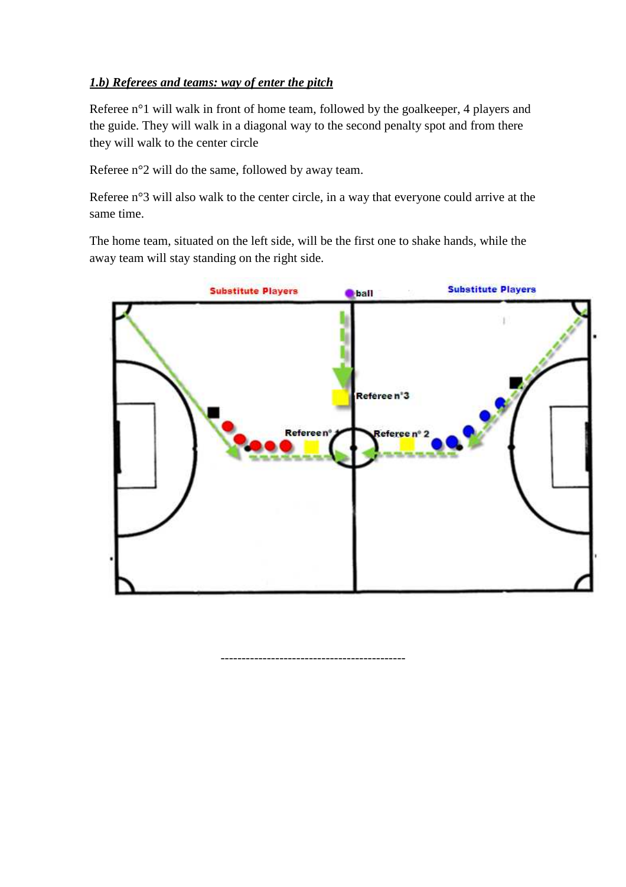### *1.b) Referees and teams: way of enter the pitch*

Referee n°1 will walk in front of home team, followed by the goalkeeper, 4 players and the guide. They will walk in a diagonal way to the second penalty spot and from there they will walk to the center circle

Referee n°2 will do the same, followed by away team.

Referee n°3 will also walk to the center circle, in a way that everyone could arrive at the same time.

The home team, situated on the left side, will be the first one to shake hands, while the away team will stay standing on the right side.

Substitute Players

ball

Substitute Players

Referee n°3

Referee n° 1

Referee n° 2

-------------------------------------------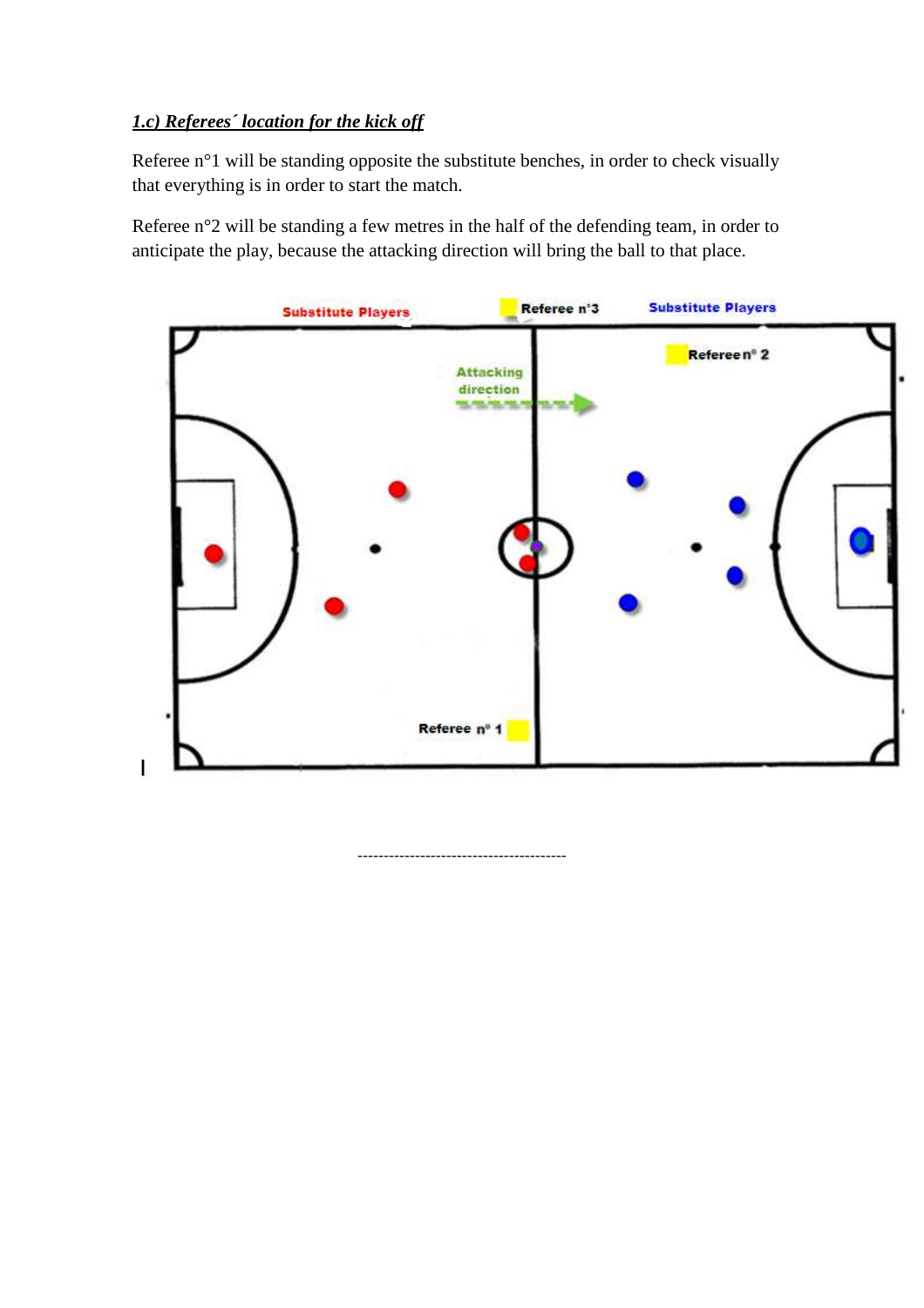**1.c) Referees´ location for the kick off**

Referee n°1 will be standing opposite the substitute benches, in order to check visually that everything is in order to start the match.

Referee n°2 will be standing a few metres in the half of the defending team, in order to anticipate the play, because the attacking direction will bring the ball to that place.

Substitute Players

Referee n°3

Substitute Players

Referee n° 2

Attacking direction

Referee n° 1

---------------------------------------